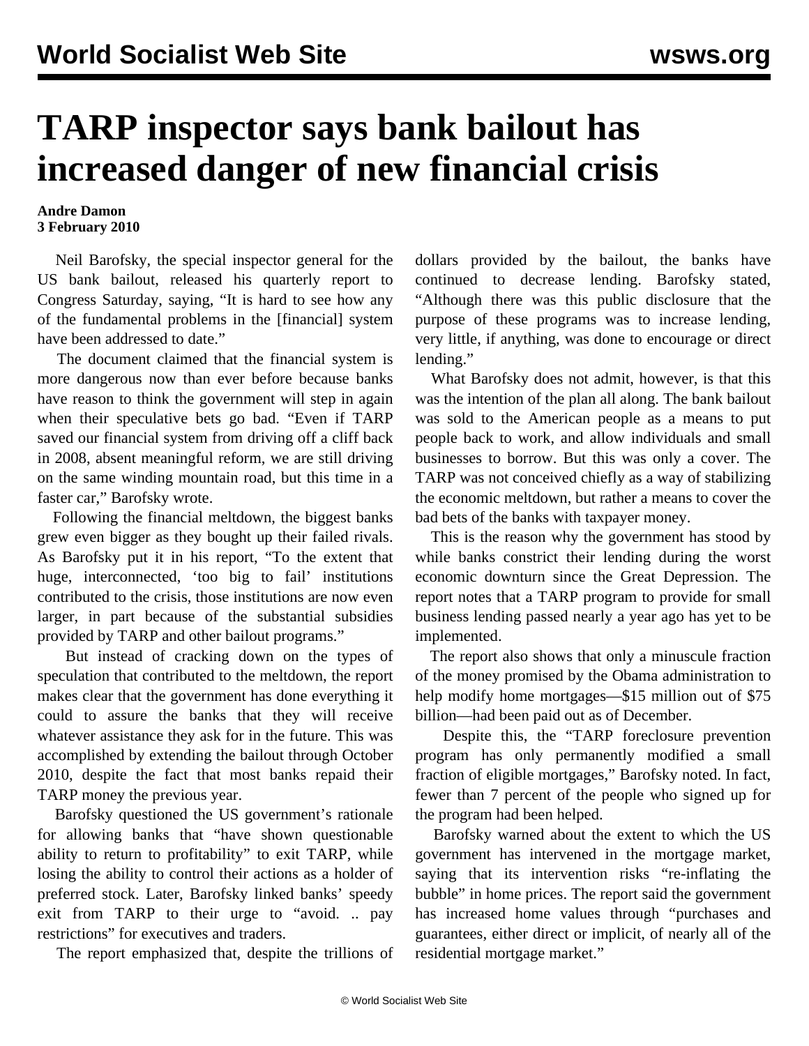# TARP inspector says bank bailout has increased danger of new financial crisis

**Andre Damon**
**3 February 2010**

Neil Barofsky, the special inspector general for the US bank bailout, released his quarterly report to Congress Saturday, saying, "It is hard to see how any of the fundamental problems in the [financial] system have been addressed to date."

The document claimed that the financial system is more dangerous now than ever before because banks have reason to think the government will step in again when their speculative bets go bad. "Even if TARP saved our financial system from driving off a cliff back in 2008, absent meaningful reform, we are still driving on the same winding mountain road, but this time in a faster car," Barofsky wrote.

Following the financial meltdown, the biggest banks grew even bigger as they bought up their failed rivals. As Barofsky put it in his report, "To the extent that huge, interconnected, 'too big to fail' institutions contributed to the crisis, those institutions are now even larger, in part because of the substantial subsidies provided by TARP and other bailout programs."

But instead of cracking down on the types of speculation that contributed to the meltdown, the report makes clear that the government has done everything it could to assure the banks that they will receive whatever assistance they ask for in the future. This was accomplished by extending the bailout through October 2010, despite the fact that most banks repaid their TARP money the previous year.

Barofsky questioned the US government's rationale for allowing banks that "have shown questionable ability to return to profitability" to exit TARP, while losing the ability to control their actions as a holder of preferred stock. Later, Barofsky linked banks' speedy exit from TARP to their urge to "avoid. .. pay restrictions" for executives and traders.

The report emphasized that, despite the trillions of dollars provided by the bailout, the banks have continued to decrease lending. Barofsky stated, "Although there was this public disclosure that the purpose of these programs was to increase lending, very little, if anything, was done to encourage or direct lending."

What Barofsky does not admit, however, is that this was the intention of the plan all along. The bank bailout was sold to the American people as a means to put people back to work, and allow individuals and small businesses to borrow. But this was only a cover. The TARP was not conceived chiefly as a way of stabilizing the economic meltdown, but rather a means to cover the bad bets of the banks with taxpayer money.

This is the reason why the government has stood by while banks constrict their lending during the worst economic downturn since the Great Depression. The report notes that a TARP program to provide for small business lending passed nearly a year ago has yet to be implemented.

The report also shows that only a minuscule fraction of the money promised by the Obama administration to help modify home mortgages—$15 million out of $75 billion—had been paid out as of December.

Despite this, the "TARP foreclosure prevention program has only permanently modified a small fraction of eligible mortgages," Barofsky noted. In fact, fewer than 7 percent of the people who signed up for the program had been helped.

Barofsky warned about the extent to which the US government has intervened in the mortgage market, saying that its intervention risks "re-inflating the bubble" in home prices. The report said the government has increased home values through "purchases and guarantees, either direct or implicit, of nearly all of the residential mortgage market."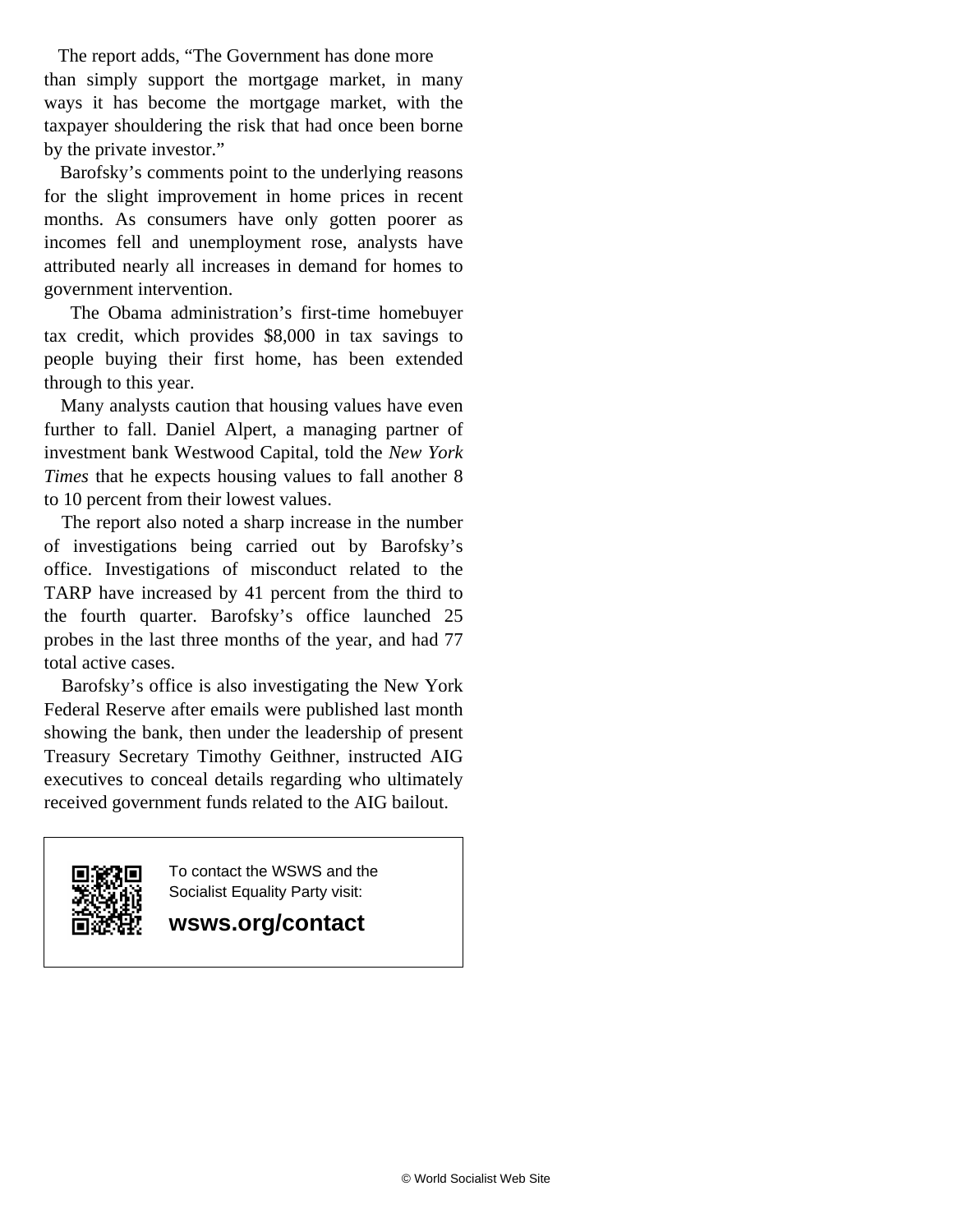The report adds, "The Government has done more than simply support the mortgage market, in many ways it has become the mortgage market, with the taxpayer shouldering the risk that had once been borne by the private investor."

Barofsky's comments point to the underlying reasons for the slight improvement in home prices in recent months. As consumers have only gotten poorer as incomes fell and unemployment rose, analysts have attributed nearly all increases in demand for homes to government intervention.

The Obama administration's first-time homebuyer tax credit, which provides $8,000 in tax savings to people buying their first home, has been extended through to this year.

Many analysts caution that housing values have even further to fall. Daniel Alpert, a managing partner of investment bank Westwood Capital, told the *New York Times* that he expects housing values to fall another 8 to 10 percent from their lowest values.

The report also noted a sharp increase in the number of investigations being carried out by Barofsky's office. Investigations of misconduct related to the TARP have increased by 41 percent from the third to the fourth quarter. Barofsky's office launched 25 probes in the last three months of the year, and had 77 total active cases.

Barofsky's office is also investigating the New York Federal Reserve after emails were published last month showing the bank, then under the leadership of present Treasury Secretary Timothy Geithner, instructed AIG executives to conceal details regarding who ultimately received government funds related to the AIG bailout.

To contact the WSWS and the Socialist Equality Party visit:

**wsws.org/contact**